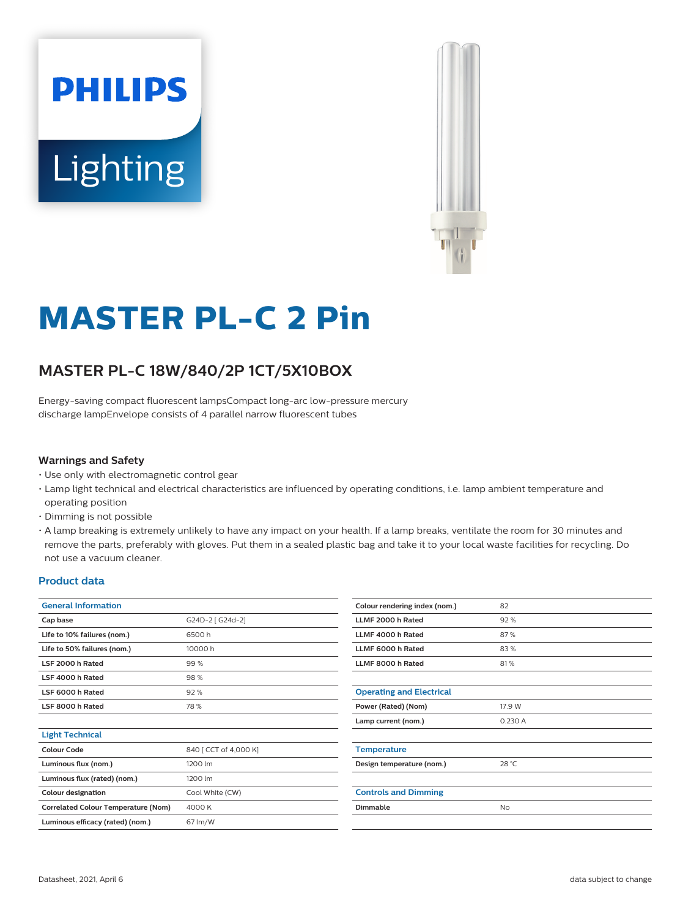# MASTER PL-C 2 Pin

## MASTER PL-C 18W/840/2P 1CT/5X10BOX

Energy-saving compact fluorescent lampsCompact long-arc low-pressure mercury discharge lampEnvelope consists of 4 parallel narrow fluorescent tubes

### Warnings and Safety

- Use only with electromagnetic control gear
- Lamp light technical and electrical characteristics are influenced by operating conditions, i.e. lamp ambient temperature and operating position
- Dimming is not possible
- A lamp breaking is extremely unlikely to have any impact on your health. If a lamp breaks, ventilate the room for 30 minutes and remove the parts, preferably with gloves. Put them in a sealed plastic bag and take it to your local waste facilities for recycling. Do not use a vacuum cleaner.

### Product data

| General Information | |
|---|---|
| Cap base | G24D-2 [ G24d-2] |
| Life to 10% failures (nom.) | 6500 h |
| Life to 50% failures (nom.) | 10000 h |
| LSF 2000 h Rated | 99 % |
| LSF 4000 h Rated | 98 % |
| LSF 6000 h Rated | 92 % |
| LSF 8000 h Rated | 78 % |

| Light Technical | |
|---|---|
| Colour Code | 840 [ CCT of 4,000 K] |
| Luminous flux (nom.) | 1200 lm |
| Luminous flux (rated) (nom.) | 1200 lm |
| Colour designation | Cool White (CW) |
| Correlated Colour Temperature (Nom) | 4000 K |
| Luminous efficacy (rated) (nom.) | 67 lm/W |
| Colour rendering index (nom.) | 82 |
| LLMF 2000 h Rated | 92 % |
| LLMF 4000 h Rated | 87 % |
| LLMF 6000 h Rated | 83 % |
| LLMF 8000 h Rated | 81 % |

| Operating and Electrical | |
|---|---|
| Power (Rated) (Nom) | 17.9 W |
| Lamp current (nom.) | 0.230 A |

| Temperature | |
|---|---|
| Design temperature (nom.) | 28 °C |

| Controls and Dimming | |
|---|---|
| Dimmable | No |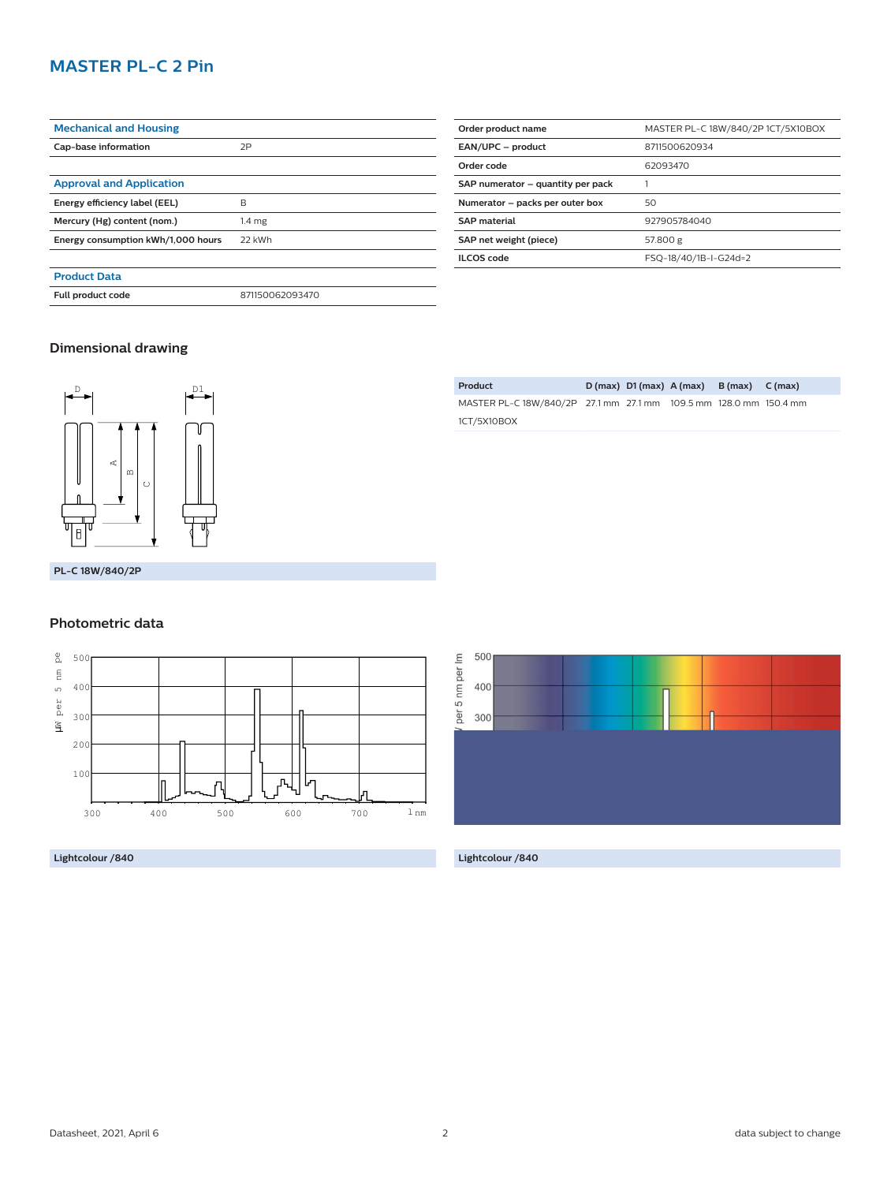## MASTER PL-C 2 Pin

| Mechanical and Housing | |
|---|---|
| Cap-base information | 2P |

| Approval and Application | |
|---|---|
| Energy efficiency label (EEL) | B |
| Mercury (Hg) content (nom.) | 1.4 mg |
| Energy consumption kWh/1,000 hours | 22 kWh |

| Product Data | |
|---|---|
| Full product code | 871150062093470 |

| | |
|---|---|
| Order product name | MASTER PL-C 18W/840/2P 1CT/5X10BOX |
| EAN/UPC – product | 8711500620934 |
| Order code | 62093470 |
| SAP numerator – quantity per pack | 1 |
| Numerator – packs per outer box | 50 |
| SAP material | 927905784040 |
| SAP net weight (piece) | 57.800 g |
| ILCOS code | FSQ-18/40/1B-I-G24d=2 |

### Dimensional drawing

PL-C 18W/840/2P

| Product | D (max) | D1 (max) | A (max) | B (max) | C (max) |
|---|---|---|---|---|---|
| MASTER PL-C 18W/840/2P 1CT/5X10BOX | 27.1 mm | 27.1 mm | 109.5 mm | 128.0 mm | 150.4 mm |

### Photometric data

Lightcolour /840

Lightcolour /840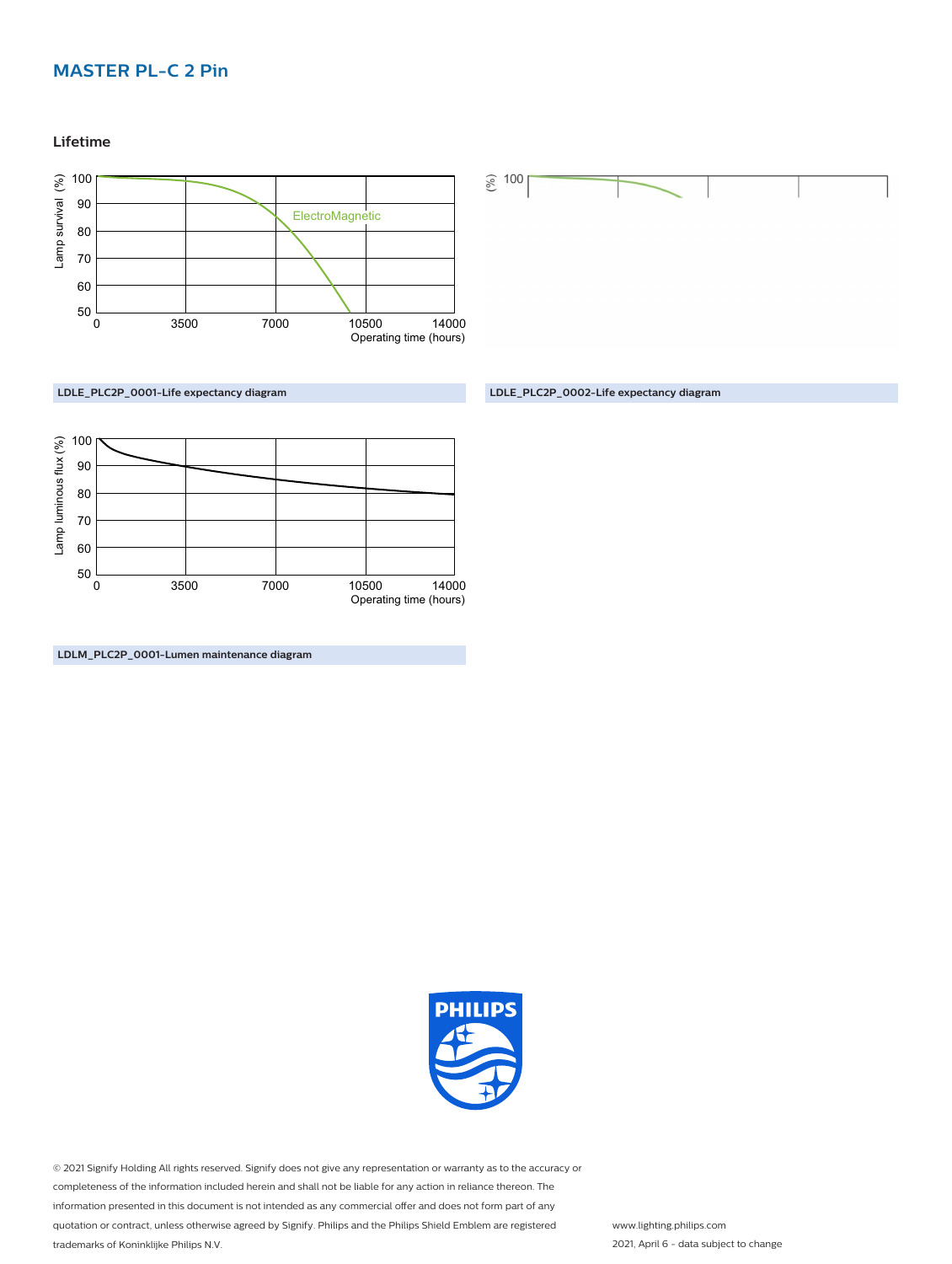## MASTER PL-C 2 Pin

### Lifetime

Lamp survival (%)
100
90
80
70
60
50
0
3500
7000
10500
14000
Operating time (hours)
ElectroMagnetic

**LDLE_PLC2P_0001-Life expectancy diagram**

(%) 100

**LDLE_PLC2P_0002-Life expectancy diagram**

Lamp luminous flux (%)
100
90
80
70
60
50
0
3500
7000
10500
14000
Operating time (hours)

**LDLM_PLC2P_0001-Lumen maintenance diagram**

© 2021 Signify Holding All rights reserved. Signify does not give any representation or warranty as to the accuracy or completeness of the information included herein and shall not be liable for any action in reliance thereon. The information presented in this document is not intended as any commercial offer and does not form part of any quotation or contract, unless otherwise agreed by Signify. Philips and the Philips Shield Emblem are registered trademarks of Koninklijke Philips N.V.

www.lighting.philips.com

2021, April 6 - data subject to change